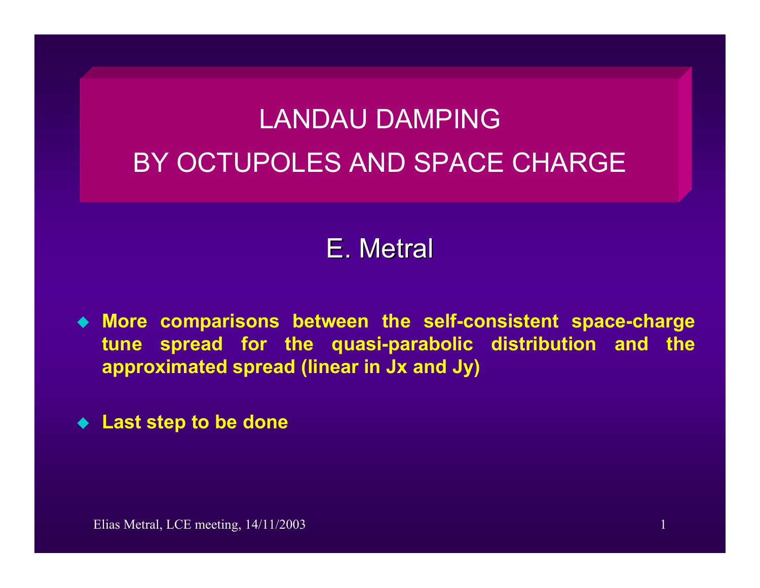# LANDAU DAMPING BY OCTUPOLES AND SPACE CHARGE

## E. Metral

- **More comparisons between the self-consistent space-charge tune spread for the quasi-parabolic distribution and the approximated spread (linear in Jx and Jy)**

- **Last step to be done**

Elias Metral, LCE meeting, 14/11/2003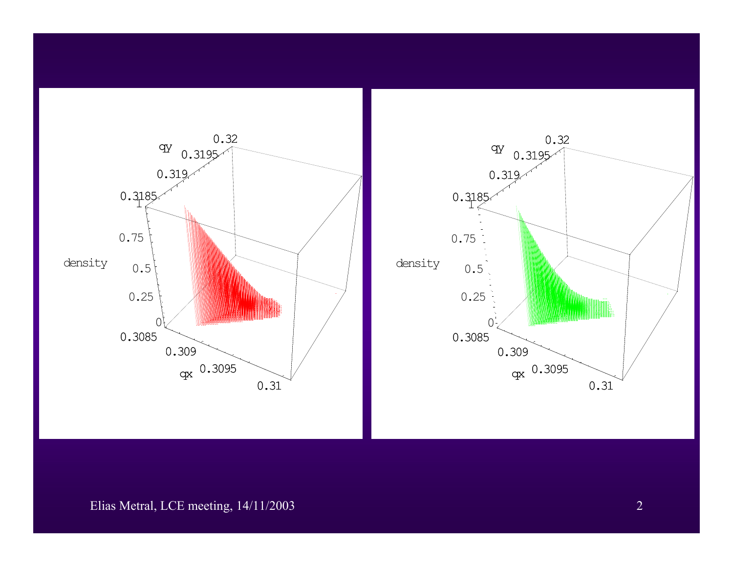qy

0.32

0.3195

0.319

0.3185

1

0.75

density

0.5

0.25

0

0.3085

0.309

qx

0.3095

0.31

qy

0.32

0.3195

0.319

0.3185

1

0.75

density

0.5

0.25

0

0.3085

0.309

qx

0.3095

0.31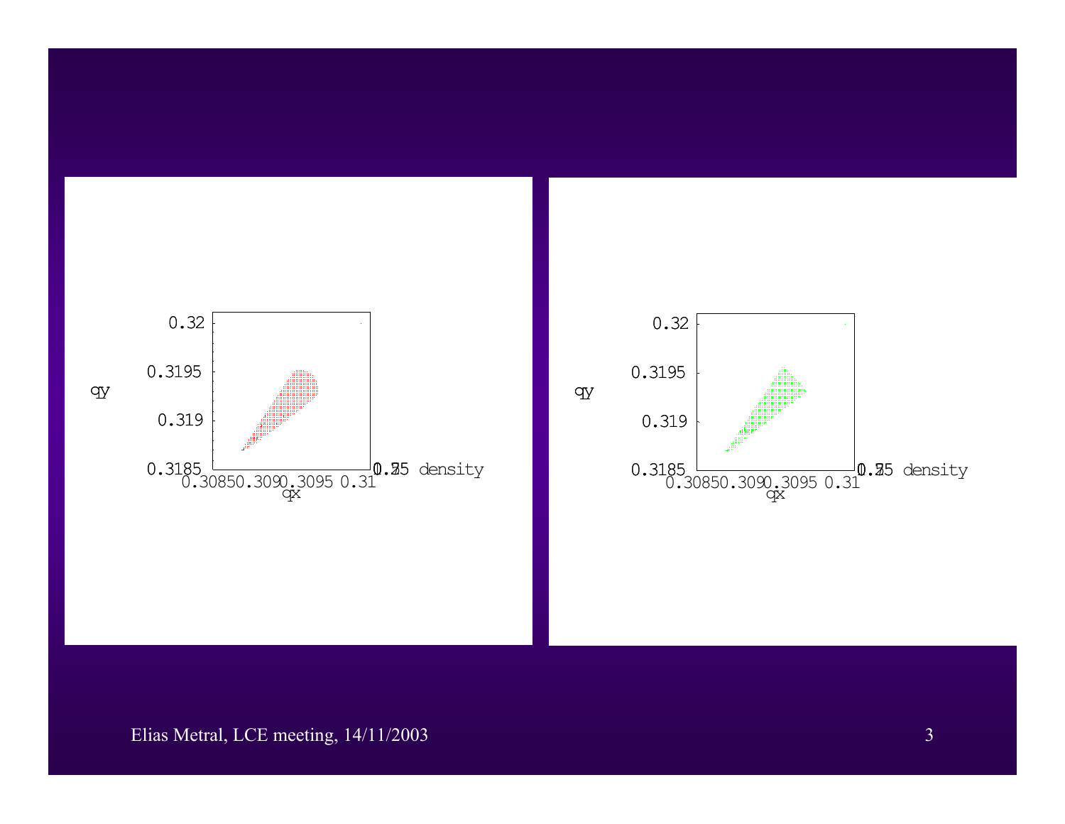qy

0.32

0.3195

0.319

0.3185

0.3085 0.309 0.3095 0.31

qx

0.75 density

qy

0.32

0.3195

0.319

0.3185

0.3085 0.309 0.3095 0.31

qx

0.25 density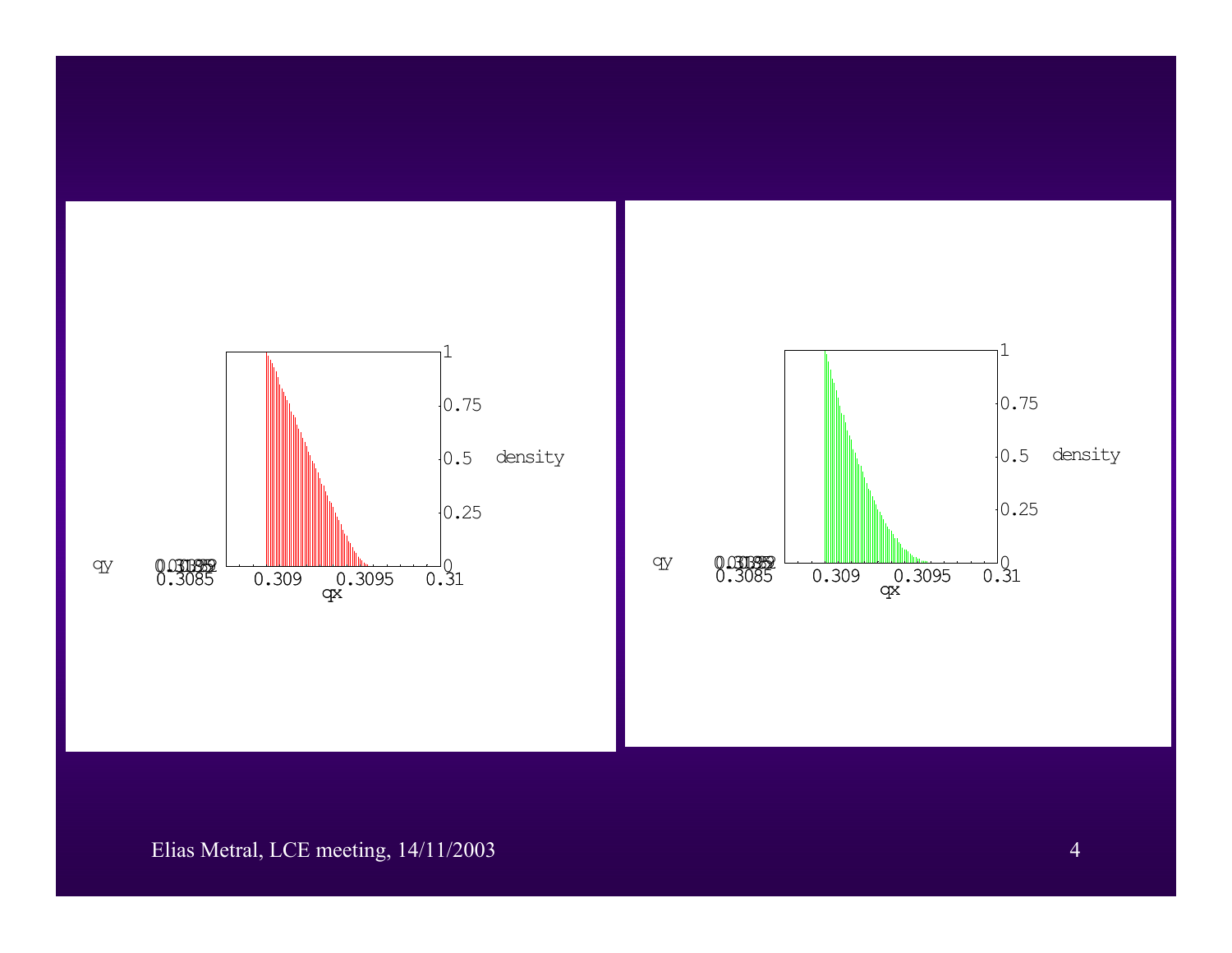qy 0.3085 — qx: 0.309, 0.3095, 0.31 — density: 0, 0.25, 0.5, 0.75, 1

qy 0.3085 — qx: 0.309, 0.3095, 0.31 — density: 0, 0.25, 0.5, 0.75, 1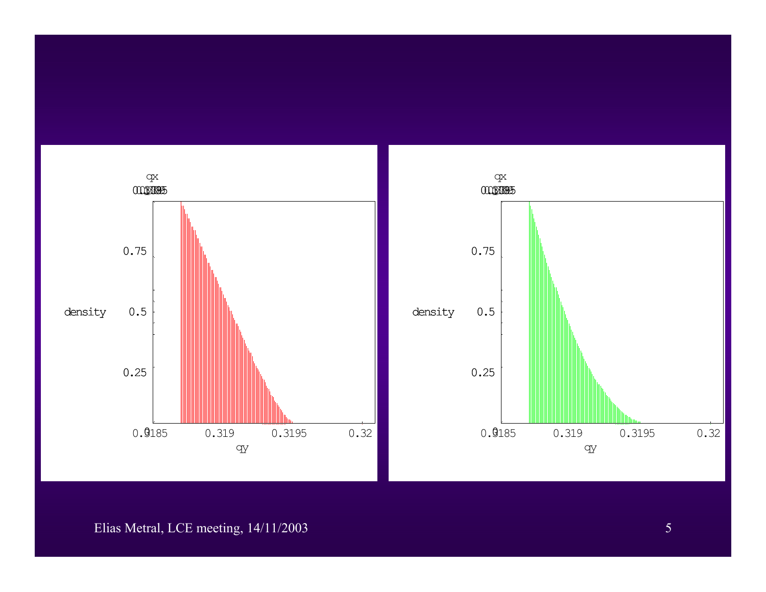qx

density

0.75

0.5

0.25

0

0.3185 0.319 0.3195 0.32

qy

qx

density

0.75

0.5

0.25

0

0.3185 0.319 0.3195 0.32

qy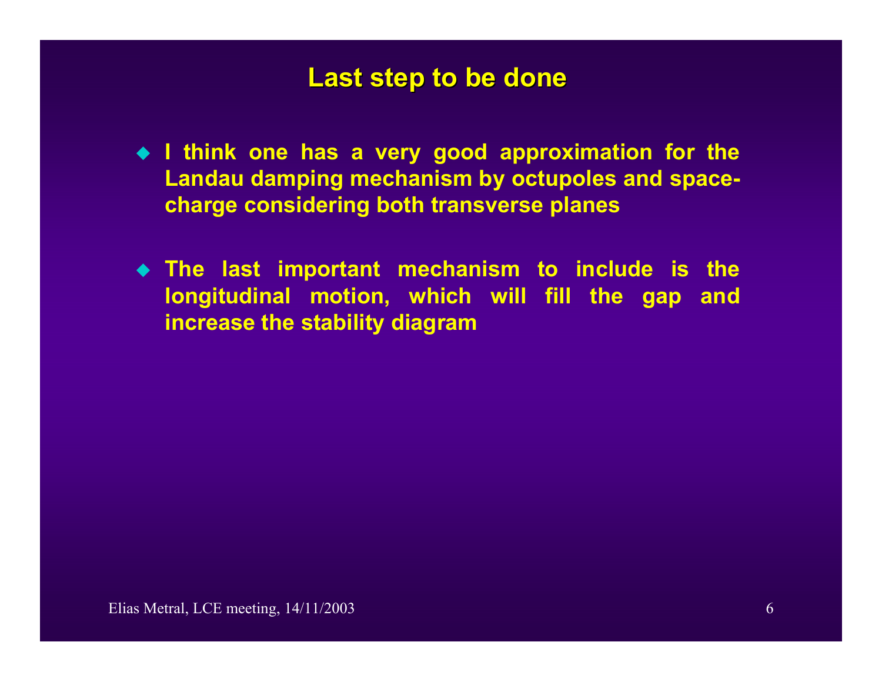# Last step to be done

- I think one has a very good approximation for the Landau damping mechanism by octupoles and space-charge considering both transverse planes

- The last important mechanism to include is the longitudinal motion, which will fill the gap and increase the stability diagram